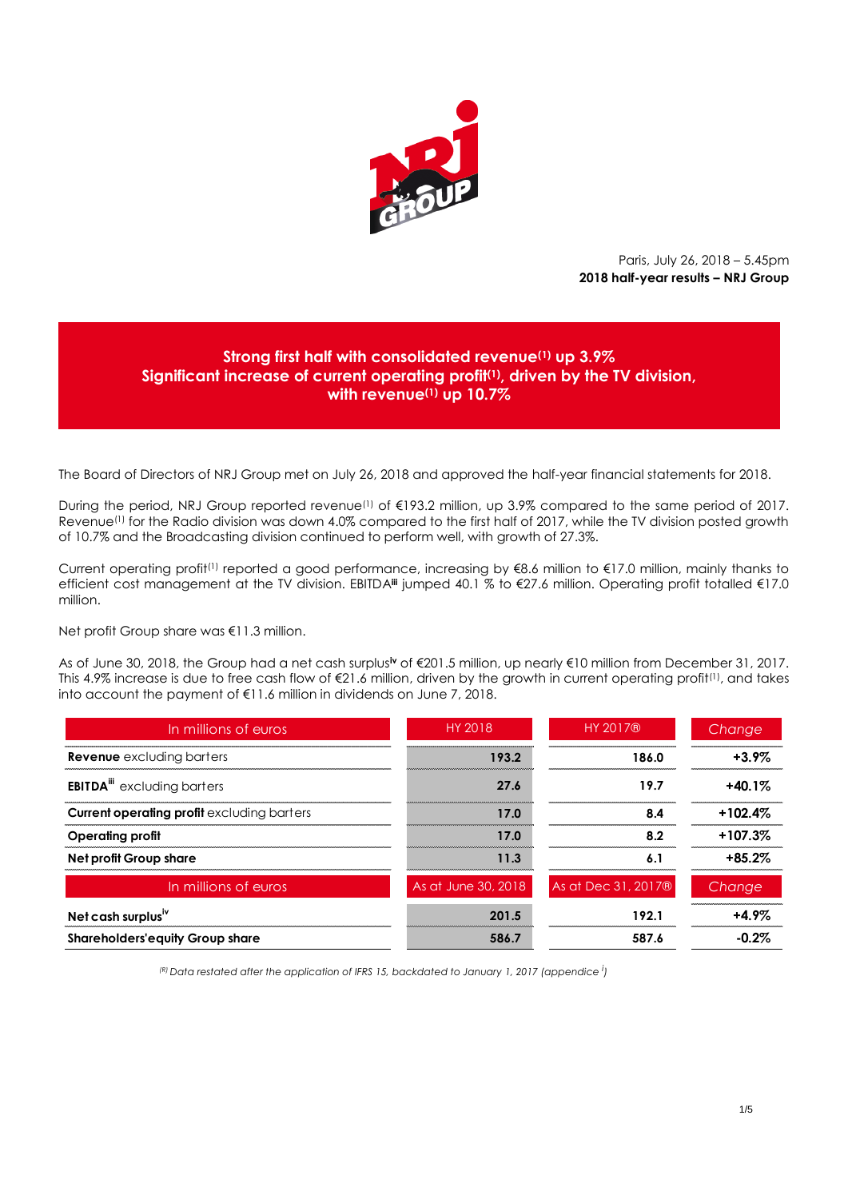Paris, July 26, 2018 – 5.45pm
**2018 half-year results – NRJ Group**

**Strong first half with consolidated revenue(1) up 3.9%**
**Significant increase of current operating profit(1), driven by the TV division, with revenue(1) up 10.7%**

The Board of Directors of NRJ Group met on July 26, 2018 and approved the half-year financial statements for 2018.

During the period, NRJ Group reported revenue(1) of €193.2 million, up 3.9% compared to the same period of 2017. Revenue(1) for the Radio division was down 4.0% compared to the first half of 2017, while the TV division posted growth of 10.7% and the Broadcasting division continued to perform well, with growth of 27.3%.

Current operating profit(1) reported a good performance, increasing by €8.6 million to €17.0 million, mainly thanks to efficient cost management at the TV division. EBITDA[iii] jumped 40.1 % to €27.6 million. Operating profit totalled €17.0 million.

Net profit Group share was €11.3 million.

As of June 30, 2018, the Group had a net cash surplus[iv] of €201.5 million, up nearly €10 million from December 31, 2017. This 4.9% increase is due to free cash flow of €21.6 million, driven by the growth in current operating profit(1), and takes into account the payment of €11.6 million in dividends on June 7, 2018.

| In millions of euros | HY 2018 | HY 2017® | Change |
|---|---|---|---|
| **Revenue** excluding barters | 193.2 | 186.0 | +3.9% |
| **EBITDA**[iii] excluding barters | 27.6 | 19.7 | +40.1% |
| **Current operating profit** excluding barters | 17.0 | 8.4 | +102.4% |
| **Operating profit** | 17.0 | 8.2 | +107.3% |
| **Net profit Group share** | 11.3 | 6.1 | +85.2% |
| **In millions of euros** | **As at June 30, 2018** | **As at Dec 31, 2017®** | **Change** |
| **Net cash surplus**[iv] | 201.5 | 192.1 | +4.9% |
| **Shareholders'equity Group share** | 586.7 | 587.6 | -0.2% |

*(R) Data restated after the application of IFRS 15, backdated to January 1, 2017 (appendice [i])*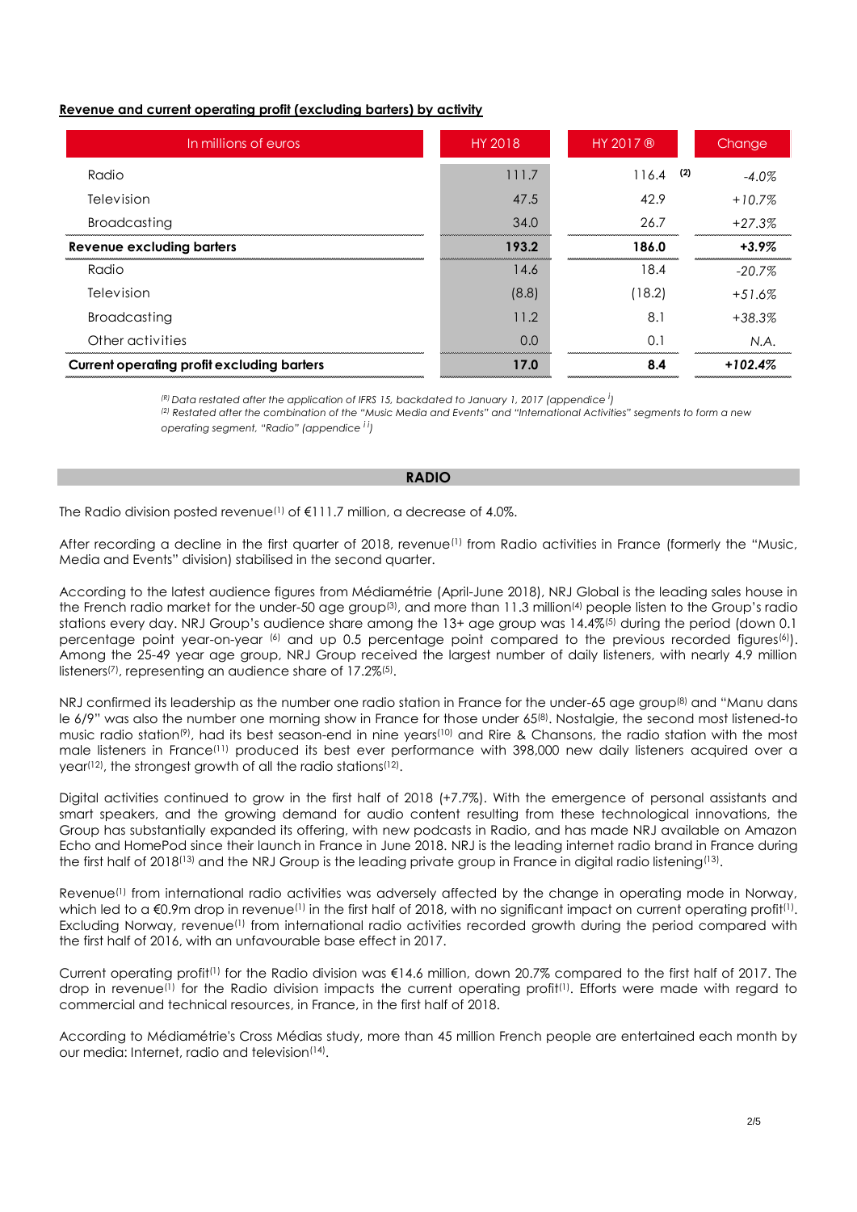**Revenue and current operating profit (excluding barters) by activity**

| In millions of euros | HY 2018 | HY 2017 ® | Change |
|---|---|---|---|
| Radio | 111.7 | 116.4 (2) | -4.0% |
| Television | 47.5 | 42.9 | +10.7% |
| Broadcasting | 34.0 | 26.7 | +27.3% |
| **Revenue excluding barters** | **193.2** | **186.0** | **+3.9%** |
| Radio | 14.6 | 18.4 | -20.7% |
| Television | (8.8) | (18.2) | +51.6% |
| Broadcasting | 11.2 | 8.1 | +38.3% |
| Other activities | 0.0 | 0.1 | N.A. |
| **Current operating profit excluding barters** | **17.0** | **8.4** | **+102.4%** |

*(R) Data restated after the application of IFRS 15, backdated to January 1, 2017 (appendice i)*
*(2) Restated after the combination of the "Music Media and Events" and "International Activities" segments to form a new operating segment, "Radio" (appendice ii)*

## RADIO

The Radio division posted revenue[1] of €111.7 million, a decrease of 4.0%.

After recording a decline in the first quarter of 2018, revenue[1] from Radio activities in France (formerly the "Music, Media and Events" division) stabilised in the second quarter.

According to the latest audience figures from Médiamétrie (April-June 2018), NRJ Global is the leading sales house in the French radio market for the under-50 age group[3], and more than 11.3 million[4] people listen to the Group's radio stations every day. NRJ Group's audience share among the 13+ age group was 14.4%[5] during the period (down 0.1 percentage point year-on-year [6] and up 0.5 percentage point compared to the previous recorded figures[6]). Among the 25-49 year age group, NRJ Group received the largest number of daily listeners, with nearly 4.9 million listeners[7], representing an audience share of 17.2%[5].

NRJ confirmed its leadership as the number one radio station in France for the under-65 age group[8] and "Manu dans le 6/9" was also the number one morning show in France for those under 65[8]. Nostalgie, the second most listened-to music radio station[9], had its best season-end in nine years[10] and Rire & Chansons, the radio station with the most male listeners in France[11] produced its best ever performance with 398,000 new daily listeners acquired over a year[12], the strongest growth of all the radio stations[12].

Digital activities continued to grow in the first half of 2018 (+7.7%). With the emergence of personal assistants and smart speakers, and the growing demand for audio content resulting from these technological innovations, the Group has substantially expanded its offering, with new podcasts in Radio, and has made NRJ available on Amazon Echo and HomePod since their launch in France in June 2018. NRJ is the leading internet radio brand in France during the first half of 2018[13] and the NRJ Group is the leading private group in France in digital radio listening[13].

Revenue[1] from international radio activities was adversely affected by the change in operating mode in Norway, which led to a €0.9m drop in revenue[1] in the first half of 2018, with no significant impact on current operating profit[1]. Excluding Norway, revenue[1] from international radio activities recorded growth during the period compared with the first half of 2016, with an unfavourable base effect in 2017.

Current operating profit[1] for the Radio division was €14.6 million, down 20.7% compared to the first half of 2017. The drop in revenue[1] for the Radio division impacts the current operating profit[1]. Efforts were made with regard to commercial and technical resources, in France, in the first half of 2018.

According to Médiamétrie's Cross Médias study, more than 45 million French people are entertained each month by our media: Internet, radio and television[14].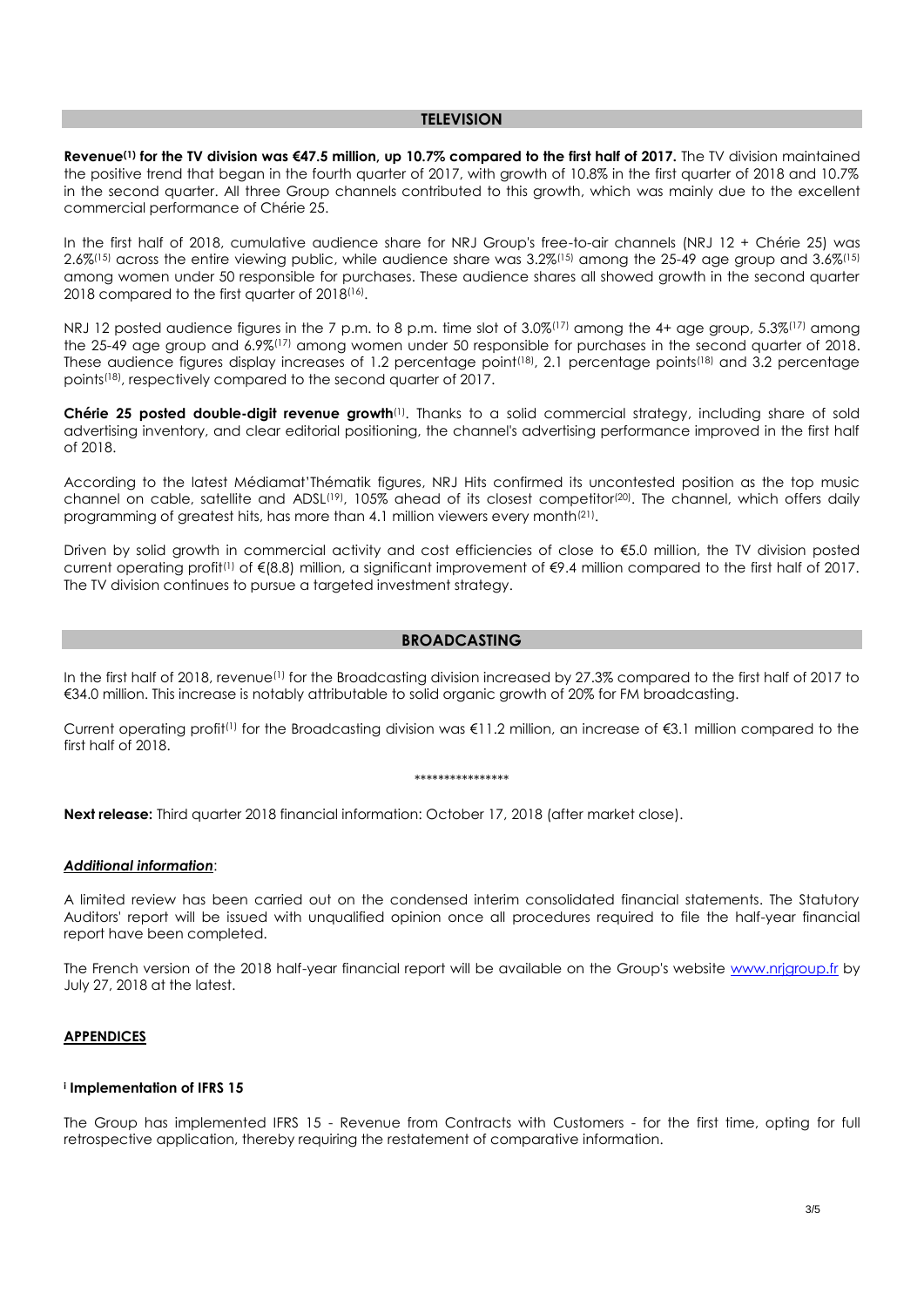## TELEVISION

**Revenue[1] for the TV division was €47.5 million, up 10.7% compared to the first half of 2017.** The TV division maintained the positive trend that began in the fourth quarter of 2017, with growth of 10.8% in the first quarter of 2018 and 10.7% in the second quarter. All three Group channels contributed to this growth, which was mainly due to the excellent commercial performance of Chérie 25.

In the first half of 2018, cumulative audience share for NRJ Group's free-to-air channels (NRJ 12 + Chérie 25) was 2.6%[15] across the entire viewing public, while audience share was 3.2%[15] among the 25-49 age group and 3.6%[15] among women under 50 responsible for purchases. These audience shares all showed growth in the second quarter 2018 compared to the first quarter of 2018[16].

NRJ 12 posted audience figures in the 7 p.m. to 8 p.m. time slot of 3.0%[17] among the 4+ age group, 5.3%[17] among the 25-49 age group and 6.9%[17] among women under 50 responsible for purchases in the second quarter of 2018. These audience figures display increases of 1.2 percentage point[18], 2.1 percentage points[18] and 3.2 percentage points[18], respectively compared to the second quarter of 2017.

**Chérie 25 posted double-digit revenue growth**[1]. Thanks to a solid commercial strategy, including share of sold advertising inventory, and clear editorial positioning, the channel's advertising performance improved in the first half of 2018.

According to the latest Médiamat'Thématik figures, NRJ Hits confirmed its uncontested position as the top music channel on cable, satellite and ADSL[19], 105% ahead of its closest competitor[20]. The channel, which offers daily programming of greatest hits, has more than 4.1 million viewers every month[21].

Driven by solid growth in commercial activity and cost efficiencies of close to €5.0 million, the TV division posted current operating profit[1] of €(8.8) million, a significant improvement of €9.4 million compared to the first half of 2017. The TV division continues to pursue a targeted investment strategy.

## BROADCASTING

In the first half of 2018, revenue[1] for the Broadcasting division increased by 27.3% compared to the first half of 2017 to €34.0 million. This increase is notably attributable to solid organic growth of 20% for FM broadcasting.

Current operating profit[1] for the Broadcasting division was €11.2 million, an increase of €3.1 million compared to the first half of 2018.

****************

**Next release:** Third quarter 2018 financial information: October 17, 2018 (after market close).

***Additional information***:

A limited review has been carried out on the condensed interim consolidated financial statements. The Statutory Auditors' report will be issued with unqualified opinion once all procedures required to file the half-year financial report have been completed.

The French version of the 2018 half-year financial report will be available on the Group's website www.nrjgroup.fr by July 27, 2018 at the latest.

**APPENDICES**

**[i] Implementation of IFRS 15**

The Group has implemented IFRS 15 - Revenue from Contracts with Customers - for the first time, opting for full retrospective application, thereby requiring the restatement of comparative information.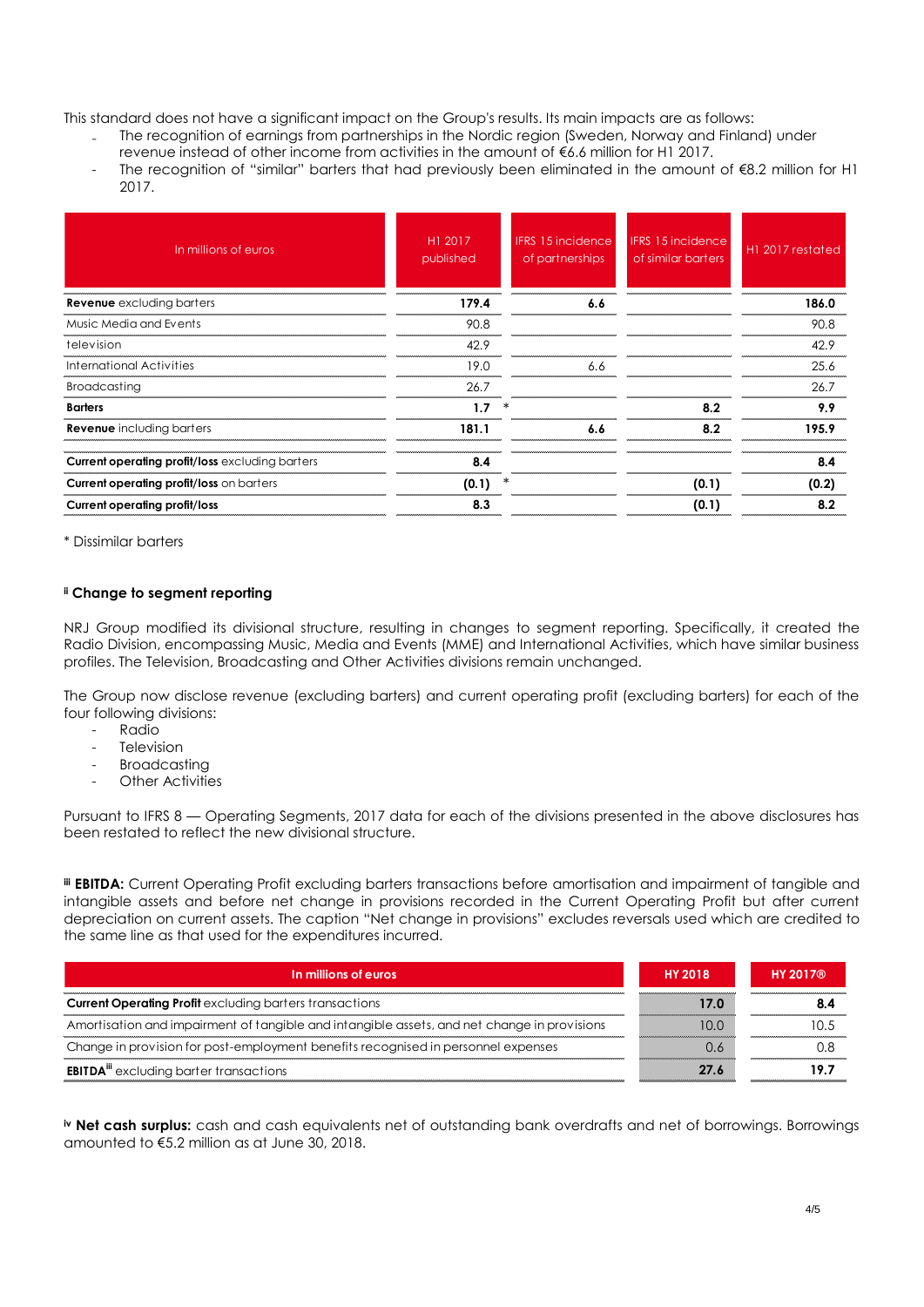This standard does not have a significant impact on the Group's results. Its main impacts are as follows:

- The recognition of earnings from partnerships in the Nordic region (Sweden, Norway and Finland) under revenue instead of other income from activities in the amount of €6.6 million for H1 2017.
- The recognition of "similar" barters that had previously been eliminated in the amount of €8.2 million for H1 2017.

| In millions of euros | H1 2017 published | IFRS 15 incidence of partnerships | IFRS 15 incidence of similar barters | H1 2017 restated |
|---|---|---|---|---|
| **Revenue** excluding barters | **179.4** | **6.6** | | **186.0** |
| Music Media and Events | 90.8 | | | 90.8 |
| television | 42.9 | | | 42.9 |
| International Activities | 19.0 | 6.6 | | 25.6 |
| Broadcasting | 26.7 | | | 26.7 |
| **Barters** | **1.7** * | | **8.2** | **9.9** |
| **Revenue** including barters | **181.1** | **6.6** | **8.2** | **195.9** |
| **Current operating profit/loss** excluding barters | **8.4** | | | **8.4** |
| **Current operating profit/loss** on barters | **(0.1)** * | | **(0.1)** | **(0.2)** |
| **Current operating profit/loss** | **8.3** | | **(0.1)** | **8.2** |

\* Dissimilar barters

**[ii] Change to segment reporting**

NRJ Group modified its divisional structure, resulting in changes to segment reporting. Specifically, it created the Radio Division, encompassing Music, Media and Events (MME) and International Activities, which have similar business profiles. The Television, Broadcasting and Other Activities divisions remain unchanged.

The Group now disclose revenue (excluding barters) and current operating profit (excluding barters) for each of the four following divisions:

- Radio
- Television
- Broadcasting
- Other Activities

Pursuant to IFRS 8 — Operating Segments, 2017 data for each of the divisions presented in the above disclosures has been restated to reflect the new divisional structure.

[iii] **EBITDA:** Current Operating Profit excluding barters transactions before amortisation and impairment of tangible and intangible assets and before net change in provisions recorded in the Current Operating Profit but after current depreciation on current assets. The caption "Net change in provisions" excludes reversals used which are credited to the same line as that used for the expenditures incurred.

| In millions of euros | HY 2018 | HY 2017® |
|---|---|---|
| **Current Operating Profit** excluding barters transactions | **17.0** | **8.4** |
| Amortisation and impairment of tangible and intangible assets, and net change in provisions | 10.0 | 10.5 |
| Change in provision for post-employment benefits recognised in personnel expenses | 0.6 | 0.8 |
| **EBITDA**[iii] excluding barter transactions | **27.6** | **19.7** |

[iv] **Net cash surplus:** cash and cash equivalents net of outstanding bank overdrafts and net of borrowings. Borrowings amounted to €5.2 million as at June 30, 2018.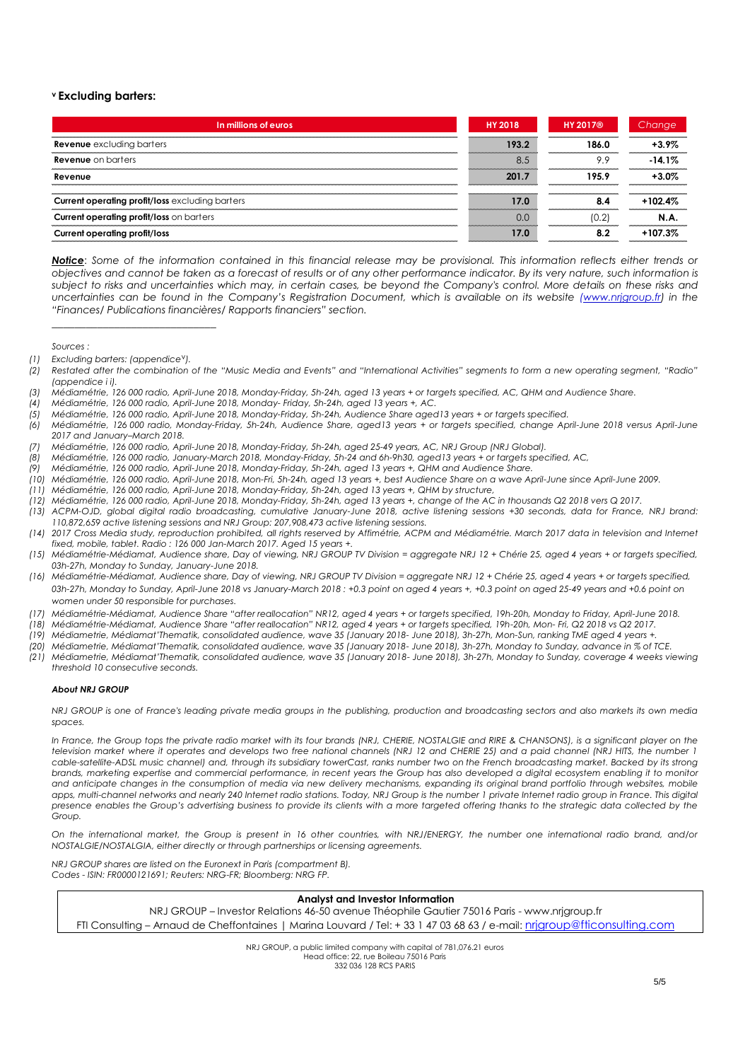### [v] Excluding barters:

| In millions of euros | HY 2018 | HY 2017® | Change |
|---|---|---|---|
| **Revenue** excluding barters | 193.2 | 186.0 | +3.9% |
| **Revenue** on barters | 8.5 | 9.9 | -14.1% |
| **Revenue** | 201.7 | 195.9 | +3.0% |
| **Current operating profit/loss** excluding barters | 17.0 | 8.4 | +102.4% |
| **Current operating profit/loss** on barters | 0.0 | (0.2) | N.A. |
| **Current operating profit/loss** | 17.0 | 8.2 | +107.3% |

***Notice***: *Some of the information contained in this financial release may be provisional. This information reflects either trends or objectives and cannot be taken as a forecast of results or of any other performance indicator. By its very nature, such information is subject to risks and uncertainties which may, in certain cases, be beyond the Company's control. More details on these risks and uncertainties can be found in the Company's Registration Document, which is available on its website (www.nrjgroup.fr) in the "Finances/ Publications financières/ Rapports financiers" section.*

---

*Sources :*

1. *Excluding barters: (appendice[v]).*
2. *Restated after the combination of the "Music Media and Events" and "International Activities" segments to form a new operating segment, "Radio" (appendice i i).*
3. *Médiamétrie, 126 000 radio, April-June 2018, Monday-Friday, 5h-24h, aged 13 years + or targets specified, AC, QHM and Audience Share.*
4. *Médiamétrie, 126 000 radio, April-June 2018, Monday- Friday, 5h-24h, aged 13 years +, AC.*
5. *Médiamétrie, 126 000 radio, April-June 2018, Monday-Friday, 5h-24h, Audience Share aged13 years + or targets specified.*
6. *Médiamétrie, 126 000 radio, Monday-Friday, 5h-24h, Audience Share, aged13 years + or targets specified, change April-June 2018 versus April-June 2017 and January–March 2018.*
7. *Médiamétrie, 126 000 radio, April-June 2018, Monday-Friday, 5h-24h, aged 25-49 years, AC, NRJ Group (NRJ Global).*
8. *Médiamétrie, 126 000 radio, January-March 2018, Monday-Friday, 5h-24 and 6h-9h30, aged13 years + or targets specified, AC,*
9. *Médiamétrie, 126 000 radio, April-June 2018, Monday-Friday, 5h-24h, aged 13 years +, QHM and Audience Share.*
10. *Médiamétrie, 126 000 radio, April-June 2018, Mon-Fri, 5h-24h, aged 13 years +, best Audience Share on a wave April-June since April-June 2009.*
11. *Médiamétrie, 126 000 radio, April-June 2018, Monday-Friday, 5h-24h, aged 13 years +, QHM by structure,*
12. *Médiamétrie, 126 000 radio, April-June 2018, Monday-Friday, 5h-24h, aged 13 years +, change of the AC in thousands Q2 2018 vers Q 2017.*
13. *ACPM-OJD, global digital radio broadcasting, cumulative January-June 2018, active listening sessions +30 seconds, data for France, NRJ brand: 110,872,659 active listening sessions and NRJ Group: 207,908,473 active listening sessions.*
14. *2017 Cross Media study, reproduction prohibited, all rights reserved by Affimétrie, ACPM and Médiamétrie. March 2017 data in television and Internet fixed, mobile, tablet. Radio : 126 000 Jan-March 2017. Aged 15 years +.*
15. *Médiamétrie-Médiamat, Audience share, Day of viewing, NRJ GROUP TV Division = aggregate NRJ 12 + Chérie 25, aged 4 years + or targets specified, 03h-27h, Monday to Sunday, January-June 2018.*
16. *Médiamétrie-Médiamat, Audience share, Day of viewing, NRJ GROUP TV Division = aggregate NRJ 12 + Chérie 25, aged 4 years + or targets specified, 03h-27h, Monday to Sunday, April-June 2018 vs January-March 2018 : +0.3 point on aged 4 years +, +0.3 point on aged 25-49 years and +0.6 point on women under 50 responsible for purchases.*
17. *Médiamétrie-Médiamat, Audience Share "after reallocation" NR12, aged 4 years + or targets specified, 19h-20h, Monday to Friday, April-June 2018.*
18. *Médiamétrie-Médiamat, Audience Share "after reallocation" NR12, aged 4 years + or targets specified, 19h-20h, Mon- Fri, Q2 2018 vs Q2 2017.*
19. *Médiametrie, Médiamat'Thematik, consolidated audience, wave 35 (January 2018- June 2018), 3h-27h, Mon-Sun, ranking TME aged 4 years +.*
20. *Médiametrie, Médiamat'Thematik, consolidated audience, wave 35 (January 2018- June 2018), 3h-27h, Monday to Sunday, advance in % of TCE.*
21. *Médiametrie, Médiamat'Thematik, consolidated audience, wave 35 (January 2018- June 2018), 3h-27h, Monday to Sunday, coverage 4 weeks viewing threshold 10 consecutive seconds.*

***About NRJ GROUP***

*NRJ GROUP is one of France's leading private media groups in the publishing, production and broadcasting sectors and also markets its own media spaces.*

*In France, the Group tops the private radio market with its four brands (NRJ, CHERIE, NOSTALGIE and RIRE & CHANSONS), is a significant player on the television market where it operates and develops two free national channels (NRJ 12 and CHERIE 25) and a paid channel (NRJ HITS, the number 1 cable-satellite-ADSL music channel) and, through its subsidiary towerCast, ranks number two on the French broadcasting market. Backed by its strong brands, marketing expertise and commercial performance, in recent years the Group has also developed a digital ecosystem enabling it to monitor and anticipate changes in the consumption of media via new delivery mechanisms, expanding its original brand portfolio through websites, mobile apps, multi-channel networks and nearly 240 Internet radio stations. Today, NRJ Group is the number 1 private Internet radio group in France. This digital presence enables the Group's advertising business to provide its clients with a more targeted offering thanks to the strategic data collected by the Group.*

*On the international market, the Group is present in 16 other countries, with NRJ/ENERGY, the number one international radio brand, and/or NOSTALGIE/NOSTALGIA, either directly or through partnerships or licensing agreements.*

*NRJ GROUP shares are listed on the Euronext in Paris (compartment B).*
*Codes - ISIN: FR0000121691; Reuters: NRG-FR; Bloomberg: NRG FP.*

**Analyst and Investor Information**
NRJ GROUP – Investor Relations 46-50 avenue Théophile Gautier 75016 Paris - www.nrjgroup.fr
FTI Consulting – Arnaud de Cheffontaines | Marina Louvard / Tel: + 33 1 47 03 68 63 / e-mail: nrjgroup@fticonsulting.com

NRJ GROUP, a public limited company with capital of 781,076.21 euros
Head office: 22, rue Boileau 75016 Paris
332 036 128 RCS PARIS